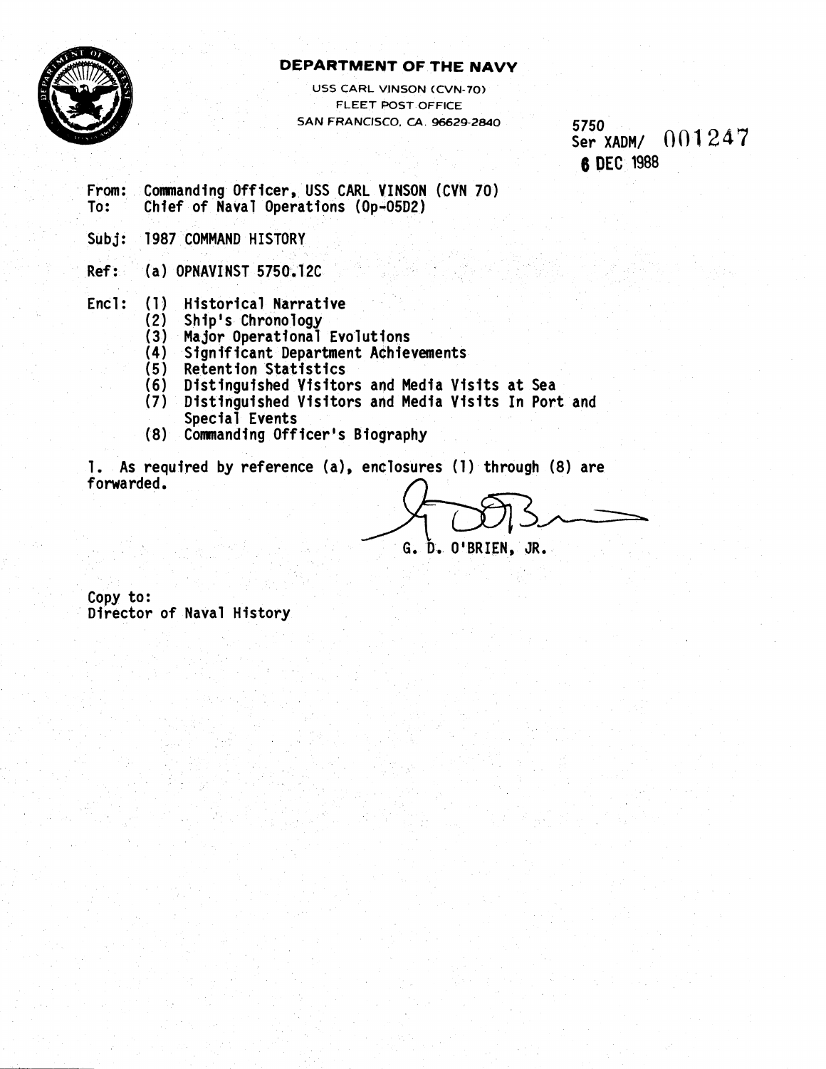**DEPARTMENT OF THE NAVY**

USS CARL VINSON (CVN-70)
FLEET POST OFFICE
SAN FRANCISCO, CA. 96629-2840

5750
Ser XADM/ 001247
6 DEC 1988

From: Commanding Officer, USS CARL VINSON (CVN 70)
To: Chief of Naval Operations (Op-05D2)

Subj: 1987 COMMAND HISTORY

Ref: (a) OPNAVINST 5750.12C

Encl: (1) Historical Narrative
(2) Ship's Chronology
(3) Major Operational Evolutions
(4) Significant Department Achievements
(5) Retention Statistics
(6) Distinguished Visitors and Media Visits at Sea
(7) Distinguished Visitors and Media Visits In Port and Special Events
(8) Commanding Officer's Biography

1. As required by reference (a), enclosures (1) through (8) are forwarded.

G. D. O'BRIEN, JR.

Copy to:
Director of Naval History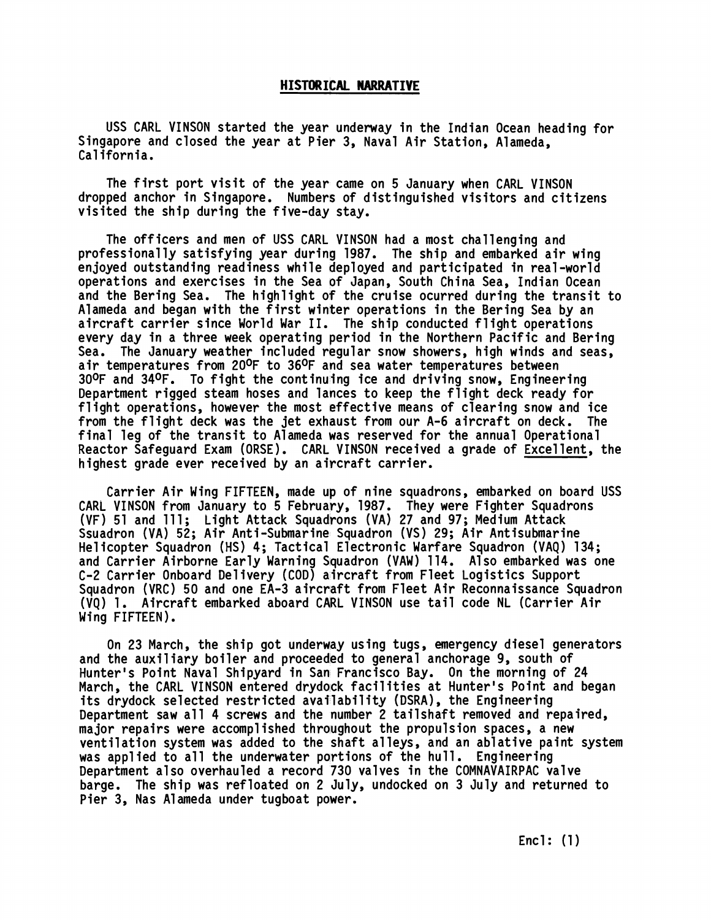## HISTORICAL NARRATIVE

USS CARL VINSON started the year underway in the Indian Ocean heading for Singapore and closed the year at Pier 3, Naval Air Station, Alameda, California.

The first port visit of the year came on 5 January when CARL VINSON dropped anchor in Singapore. Numbers of distinguished visitors and citizens visited the ship during the five-day stay.

The officers and men of USS CARL VINSON had a most challenging and professionally satisfying year during 1987. The ship and embarked air wing enjoyed outstanding readiness while deployed and participated in real-world operations and exercises in the Sea of Japan, South China Sea, Indian Ocean and the Bering Sea. The highlight of the cruise ocurred during the transit to Alameda and began with the first winter operations in the Bering Sea by an aircraft carrier since World War II. The ship conducted flight operations every day in a three week operating period in the Northern Pacific and Bering Sea. The January weather included regular snow showers, high winds and seas, air temperatures from 20°F to 36°F and sea water temperatures between 30°F and 34°F. To fight the continuing ice and driving snow, Engineering Department rigged steam hoses and lances to keep the flight deck ready for flight operations, however the most effective means of clearing snow and ice from the flight deck was the jet exhaust from our A-6 aircraft on deck. The final leg of the transit to Alameda was reserved for the annual Operational Reactor Safeguard Exam (ORSE). CARL VINSON received a grade of Excellent, the highest grade ever received by an aircraft carrier.

Carrier Air Wing FIFTEEN, made up of nine squadrons, embarked on board USS CARL VINSON from January to 5 February, 1987. They were Fighter Squadrons (VF) 51 and 111; Light Attack Squadrons (VA) 27 and 97; Medium Attack Ssuadron (VA) 52; Air Anti-Submarine Squadron (VS) 29; Air Antisubmarine Helicopter Squadron (HS) 4; Tactical Electronic Warfare Squadron (VAQ) 134; and Carrier Airborne Early Warning Squadron (VAW) 114. Also embarked was one C-2 Carrier Onboard Delivery (COD) aircraft from Fleet Logistics Support Squadron (VRC) 50 and one EA-3 aircraft from Fleet Air Reconnaissance Squadron (VQ) 1. Aircraft embarked aboard CARL VINSON use tail code NL (Carrier Air Wing FIFTEEN).

On 23 March, the ship got underway using tugs, emergency diesel generators and the auxiliary boiler and proceeded to general anchorage 9, south of Hunter's Point Naval Shipyard in San Francisco Bay. On the morning of 24 March, the CARL VINSON entered drydock facilities at Hunter's Point and began its drydock selected restricted availability (DSRA), the Engineering Department saw all 4 screws and the number 2 tailshaft removed and repaired, major repairs were accomplished throughout the propulsion spaces, a new ventilation system was added to the shaft alleys, and an ablative paint system was applied to all the underwater portions of the hull. Engineering Department also overhauled a record 730 valves in the COMNAVAIRPAC valve barge. The ship was refloated on 2 July, undocked on 3 July and returned to Pier 3, Nas Alameda under tugboat power.

Encl: (1)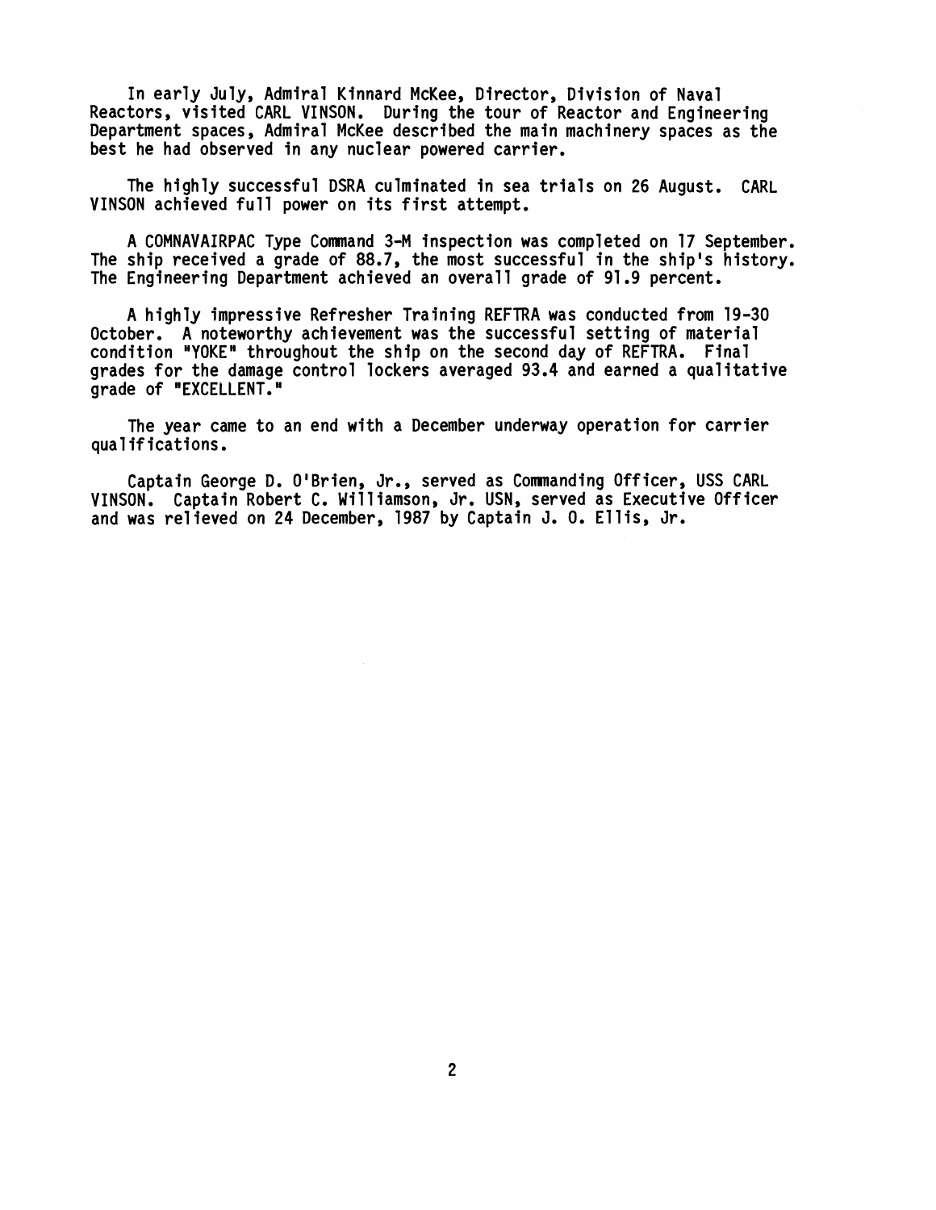In early July, Admiral Kinnard McKee, Director, Division of Naval Reactors, visited CARL VINSON. During the tour of Reactor and Engineering Department spaces, Admiral McKee described the main machinery spaces as the best he had observed in any nuclear powered carrier.

The highly successful DSRA culminated in sea trials on 26 August. CARL VINSON achieved full power on its first attempt.

A COMNAVAIRPAC Type Command 3-M inspection was completed on 17 September. The ship received a grade of 88.7, the most successful in the ship's history. The Engineering Department achieved an overall grade of 91.9 percent.

A highly impressive Refresher Training REFTRA was conducted from 19-30 October. A noteworthy achievement was the successful setting of material condition "YOKE" throughout the ship on the second day of REFTRA. Final grades for the damage control lockers averaged 93.4 and earned a qualitative grade of "EXCELLENT."

The year came to an end with a December underway operation for carrier qualifications.

Captain George D. O'Brien, Jr., served as Commanding Officer, USS CARL VINSON. Captain Robert C. Williamson, Jr. USN, served as Executive Officer and was relieved on 24 December, 1987 by Captain J. O. Ellis, Jr.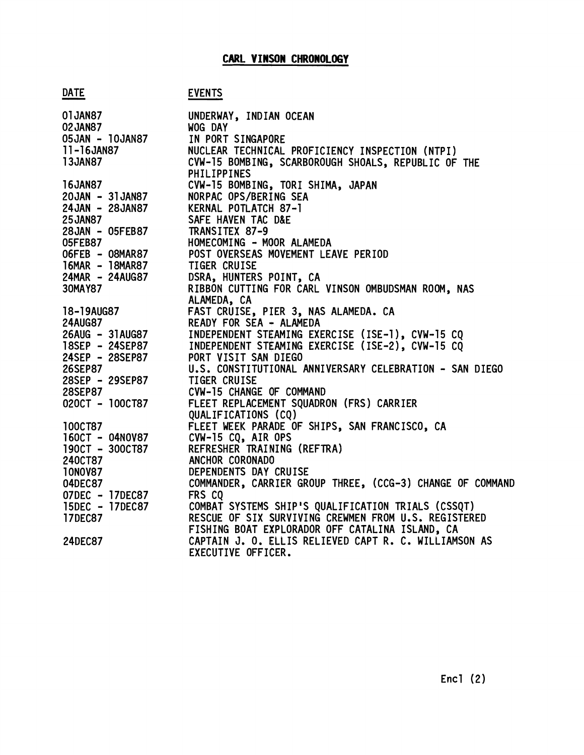# CARL VINSON CHRONOLOGY

| DATE | EVENTS |
|---|---|
| 01JAN87 | UNDERWAY, INDIAN OCEAN |
| 02JAN87 | WOG DAY |
| 05JAN - 10JAN87 | IN PORT SINGAPORE |
| 11-16JAN87 | NUCLEAR TECHNICAL PROFICIENCY INSPECTION (NTPI) |
| 13JAN87 | CVW-15 BOMBING, SCARBOROUGH SHOALS, REPUBLIC OF THE PHILIPPINES |
| 16JAN87 | CVW-15 BOMBING, TORI SHIMA, JAPAN |
| 20JAN - 31JAN87 | NORPAC OPS/BERING SEA |
| 24JAN - 28JAN87 | KERNAL POTLATCH 87-1 |
| 25JAN87 | SAFE HAVEN TAC D&E |
| 28JAN - 05FEB87 | TRANSITEX 87-9 |
| 05FEB87 | HOMECOMING - MOOR ALAMEDA |
| 06FEB - 08MAR87 | POST OVERSEAS MOVEMENT LEAVE PERIOD |
| 16MAR - 18MAR87 | TIGER CRUISE |
| 24MAR - 24AUG87 | DSRA, HUNTERS POINT, CA |
| 30MAY87 | RIBBON CUTTING FOR CARL VINSON OMBUDSMAN ROOM, NAS ALAMEDA, CA |
| 18-19AUG87 | FAST CRUISE, PIER 3, NAS ALAMEDA. CA |
| 24AUG87 | READY FOR SEA - ALAMEDA |
| 26AUG - 31AUG87 | INDEPENDENT STEAMING EXERCISE (ISE-1), CVW-15 CQ |
| 18SEP - 24SEP87 | INDEPENDENT STEAMING EXERCISE (ISE-2), CVW-15 CQ |
| 24SEP - 28SEP87 | PORT VISIT SAN DIEGO |
| 26SEP87 | U.S. CONSTITUTIONAL ANNIVERSARY CELEBRATION - SAN DIEGO |
| 28SEP - 29SEP87 | TIGER CRUISE |
| 28SEP87 | CVW-15 CHANGE OF COMMAND |
| 02OCT - 10OCT87 | FLEET REPLACEMENT SQUADRON (FRS) CARRIER QUALIFICATIONS (CQ) |
| 10OCT87 | FLEET WEEK PARADE OF SHIPS, SAN FRANCISCO, CA |
| 16OCT - 04NOV87 | CVW-15 CQ, AIR OPS |
| 19OCT - 30OCT87 | REFRESHER TRAINING (REFTRA) |
| 24OCT87 | ANCHOR CORONADO |
| 10NOV87 | DEPENDENTS DAY CRUISE |
| 04DEC87 | COMMANDER, CARRIER GROUP THREE, (CCG-3) CHANGE OF COMMAND |
| 07DEC - 17DEC87 | FRS CQ |
| 15DEC - 17DEC87 | COMBAT SYSTEMS SHIP'S QUALIFICATION TRIALS (CSSQT) |
| 17DEC87 | RESCUE OF SIX SURVIVING CREWMEN FROM U.S. REGISTERED FISHING BOAT EXPLORADOR OFF CATALINA ISLAND, CA |
| 24DEC87 | CAPTAIN J. O. ELLIS RELIEVED CAPT R. C. WILLIAMSON AS EXECUTIVE OFFICER. |

Encl (2)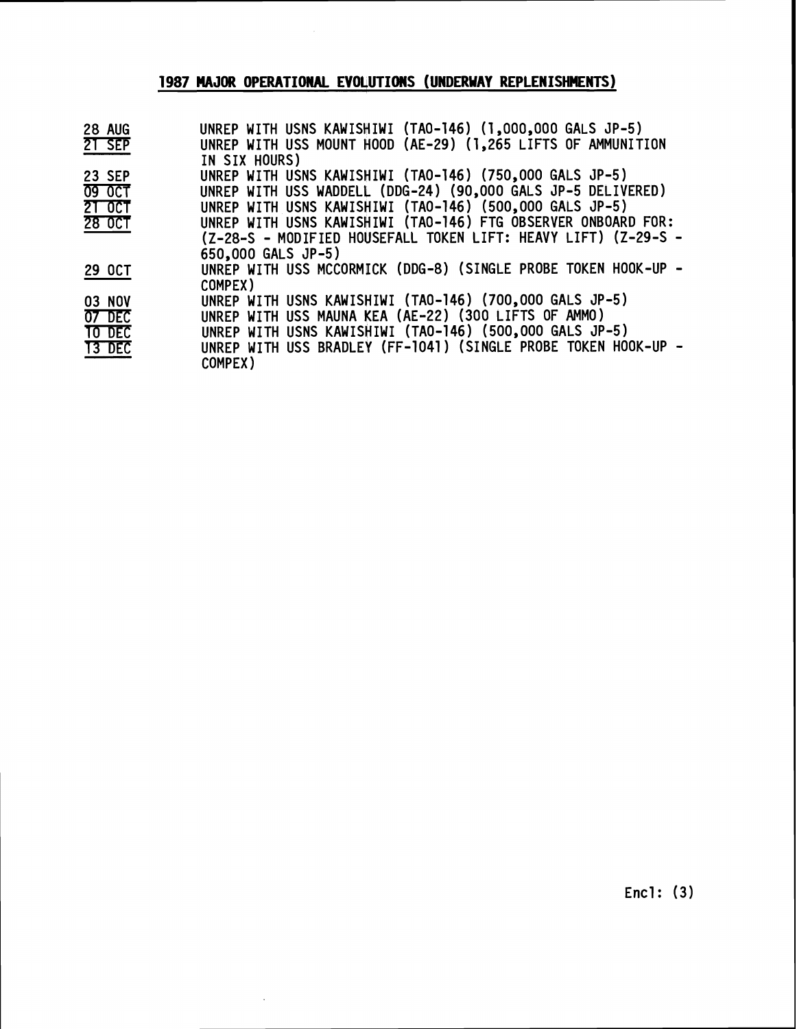## 1987 MAJOR OPERATIONAL EVOLUTIONS (UNDERWAY REPLENISHMENTS)

| | |
|---|---|
| 28 AUG | UNREP WITH USNS KAWISHIWI (TAO-146) (1,000,000 GALS JP-5) |
| 21 SEP | UNREP WITH USS MOUNT HOOD (AE-29) (1,265 LIFTS OF AMMUNITION IN SIX HOURS) |
| 23 SEP | UNREP WITH USNS KAWISHIWI (TAO-146) (750,000 GALS JP-5) |
| 09 OCT | UNREP WITH USS WADDELL (DDG-24) (90,000 GALS JP-5 DELIVERED) |
| 21 OCT | UNREP WITH USNS KAWISHIWI (TAO-146) (500,000 GALS JP-5) |
| 28 OCT | UNREP WITH USNS KAWISHIWI (TAO-146) FTG OBSERVER ONBOARD FOR: (Z-28-S - MODIFIED HOUSEFALL TOKEN LIFT: HEAVY LIFT) (Z-29-S - 650,000 GALS JP-5) |
| 29 OCT | UNREP WITH USS MCCORMICK (DDG-8) (SINGLE PROBE TOKEN HOOK-UP - COMPEX) |
| 03 NOV | UNREP WITH USNS KAWISHIWI (TAO-146) (700,000 GALS JP-5) |
| 07 DEC | UNREP WITH USS MAUNA KEA (AE-22) (300 LIFTS OF AMMO) |
| 10 DEC | UNREP WITH USNS KAWISHIWI (TAO-146) (500,000 GALS JP-5) |
| 13 DEC | UNREP WITH USS BRADLEY (FF-1041) (SINGLE PROBE TOKEN HOOK-UP - COMPEX) |

Encl: (3)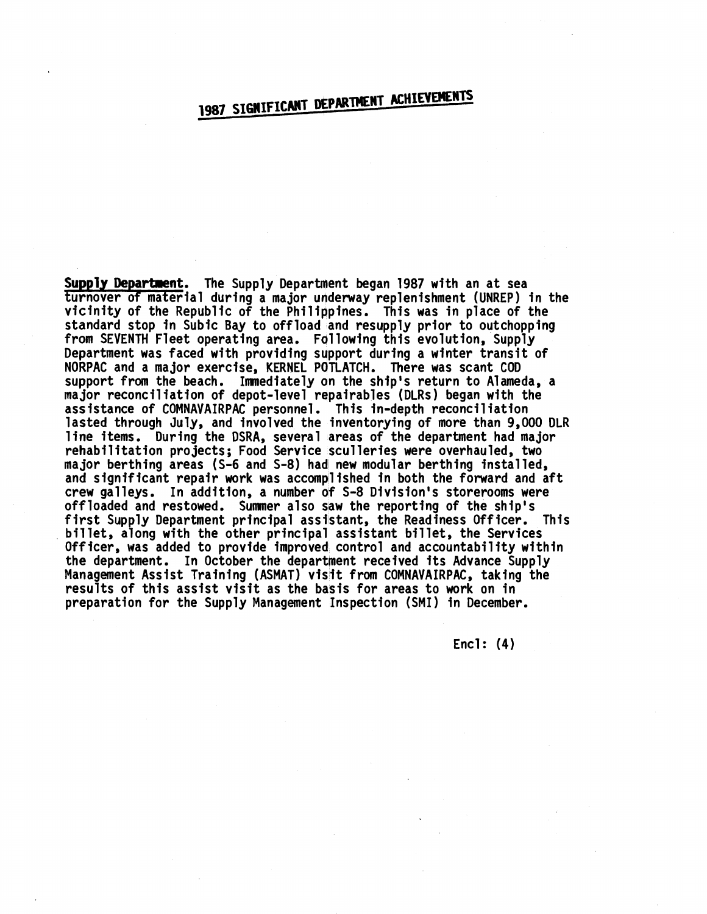# 1987 SIGNIFICANT DEPARTMENT ACHIEVEMENTS

**Supply Department.** The Supply Department began 1987 with an at sea turnover of material during a major underway replenishment (UNREP) in the vicinity of the Republic of the Philippines. This was in place of the standard stop in Subic Bay to offload and resupply prior to outchopping from SEVENTH Fleet operating area. Following this evolution, Supply Department was faced with providing support during a winter transit of NORPAC and a major exercise, KERNEL POTLATCH. There was scant COD support from the beach. Immediately on the ship's return to Alameda, a major reconciliation of depot-level repairables (DLRs) began with the assistance of COMNAVAIRPAC personnel. This in-depth reconciliation lasted through July, and involved the inventorying of more than 9,000 DLR line items. During the DSRA, several areas of the department had major rehabilitation projects; Food Service sculleries were overhauled, two major berthing areas (S-6 and S-8) had new modular berthing installed, and significant repair work was accomplished in both the forward and aft crew galleys. In addition, a number of S-8 Division's storerooms were offloaded and restowed. Summer also saw the reporting of the ship's first Supply Department principal assistant, the Readiness Officer. This billet, along with the other principal assistant billet, the Services Officer, was added to provide improved control and accountability within the department. In October the department received its Advance Supply Management Assist Training (ASMAT) visit from COMNAVAIRPAC, taking the results of this assist visit as the basis for areas to work on in preparation for the Supply Management Inspection (SMI) in December.

Encl: (4)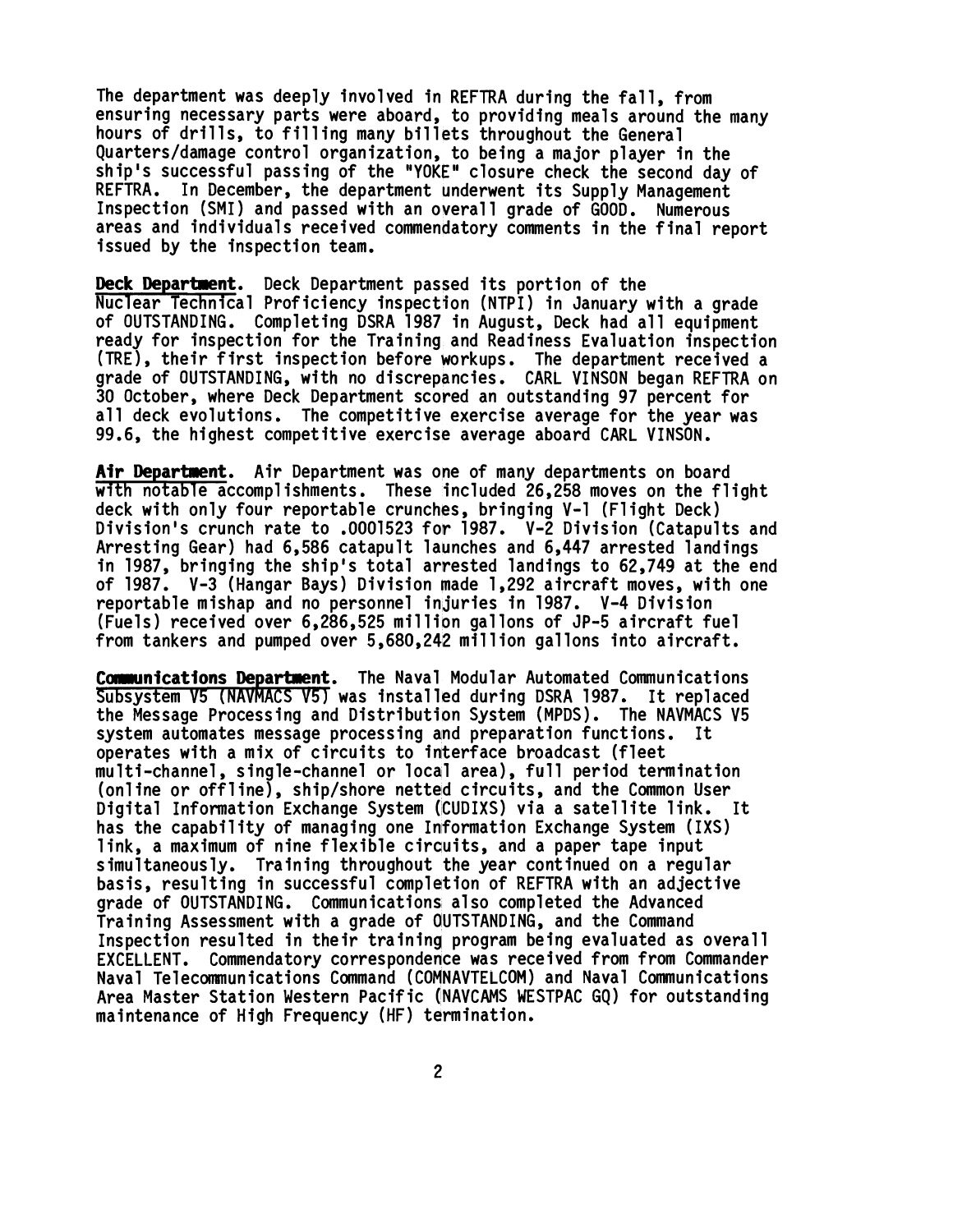The department was deeply involved in REFTRA during the fall, from ensuring necessary parts were aboard, to providing meals around the many hours of drills, to filling many billets throughout the General Quarters/damage control organization, to being a major player in the ship's successful passing of the "YOKE" closure check the second day of REFTRA. In December, the department underwent its Supply Management Inspection (SMI) and passed with an overall grade of GOOD. Numerous areas and individuals received commendatory comments in the final report issued by the inspection team.

**Deck Department**. Deck Department passed its portion of the Nuclear Technical Proficiency inspection (NTPI) in January with a grade of OUTSTANDING. Completing DSRA 1987 in August, Deck had all equipment ready for inspection for the Training and Readiness Evaluation inspection (TRE), their first inspection before workups. The department received a grade of OUTSTANDING, with no discrepancies. CARL VINSON began REFTRA on 30 October, where Deck Department scored an outstanding 97 percent for all deck evolutions. The competitive exercise average for the year was 99.6, the highest competitive exercise average aboard CARL VINSON.

**Air Department**. Air Department was one of many departments on board with notable accomplishments. These included 26,258 moves on the flight deck with only four reportable crunches, bringing V-1 (Flight Deck) Division's crunch rate to .0001523 for 1987. V-2 Division (Catapults and Arresting Gear) had 6,586 catapult launches and 6,447 arrested landings in 1987, bringing the ship's total arrested landings to 62,749 at the end of 1987. V-3 (Hangar Bays) Division made 1,292 aircraft moves, with one reportable mishap and no personnel injuries in 1987. V-4 Division (Fuels) received over 6,286,525 million gallons of JP-5 aircraft fuel from tankers and pumped over 5,680,242 million gallons into aircraft.

**Communications Department**. The Naval Modular Automated Communications Subsystem V5 (NAVMACS V5) was installed during DSRA 1987. It replaced the Message Processing and Distribution System (MPDS). The NAVMACS V5 system automates message processing and preparation functions. It operates with a mix of circuits to interface broadcast (fleet multi-channel, single-channel or local area), full period termination (online or offline), ship/shore netted circuits, and the Common User Digital Information Exchange System (CUDIXS) via a satellite link. It has the capability of managing one Information Exchange System (IXS) link, a maximum of nine flexible circuits, and a paper tape input simultaneously. Training throughout the year continued on a regular basis, resulting in successful completion of REFTRA with an adjective grade of OUTSTANDING. Communications also completed the Advanced Training Assessment with a grade of OUTSTANDING, and the Command Inspection resulted in their training program being evaluated as overall EXCELLENT. Commendatory correspondence was received from from Commander Naval Telecommunications Command (COMNAVTELCOM) and Naval Communications Area Master Station Western Pacific (NAVCAMS WESTPAC GQ) for outstanding maintenance of High Frequency (HF) termination.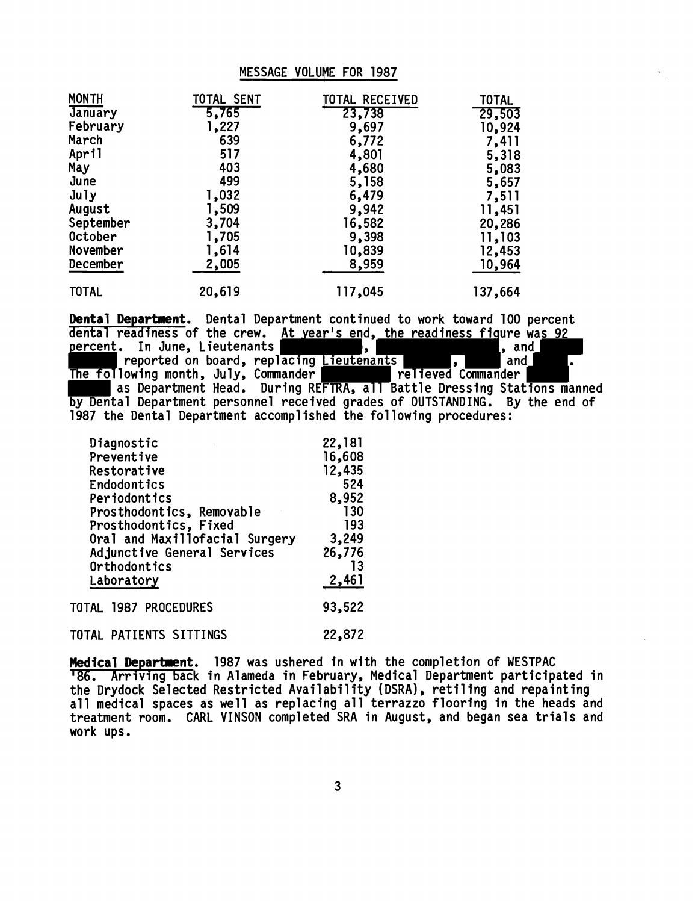## MESSAGE VOLUME FOR 1987

| MONTH | TOTAL SENT | TOTAL RECEIVED | TOTAL |
|---|---|---|---|
| January | 5,765 | 23,738 | 29,503 |
| February | 1,227 | 9,697 | 10,924 |
| March | 639 | 6,772 | 7,411 |
| April | 517 | 4,801 | 5,318 |
| May | 403 | 4,680 | 5,083 |
| June | 499 | 5,158 | 5,657 |
| July | 1,032 | 6,479 | 7,511 |
| August | 1,509 | 9,942 | 11,451 |
| September | 3,704 | 16,582 | 20,286 |
| October | 1,705 | 9,398 | 11,103 |
| November | 1,614 | 10,839 | 12,453 |
| December | 2,005 | 8,959 | 10,964 |
| TOTAL | 20,619 | 117,045 | 137,664 |

**Dental Department.** Dental Department continued to work toward 100 percent dental readiness of the crew. At year's end, the readiness figure was 92 percent. In June, Lieutenants [redacted], [redacted], and [redacted] reported on board, replacing Lieutenants [redacted], [redacted] and [redacted]. The following month, July, Commander [redacted] relieved Commander [redacted] as Department Head. During REFTRA, all Battle Dressing Stations manned by Dental Department personnel received grades of OUTSTANDING. By the end of 1987 the Dental Department accomplished the following procedures:

| Procedure | Count |
|---|---|
| Diagnostic | 22,181 |
| Preventive | 16,608 |
| Restorative | 12,435 |
| Endodontics | 524 |
| Periodontics | 8,952 |
| Prosthodontics, Removable | 130 |
| Prosthodontics, Fixed | 193 |
| Oral and Maxillofacial Surgery | 3,249 |
| Adjunctive General Services | 26,776 |
| Orthodontics | 13 |
| Laboratory | 2,461 |
| TOTAL 1987 PROCEDURES | 93,522 |
| TOTAL PATIENTS SITTINGS | 22,872 |

**Medical Department.** 1987 was ushered in with the completion of WESTPAC '86. Arriving back in Alameda in February, Medical Department participated in the Drydock Selected Restricted Availability (DSRA), retiling and repainting all medical spaces as well as replacing all terrazzo flooring in the heads and treatment room. CARL VINSON completed SRA in August, and began sea trials and work ups.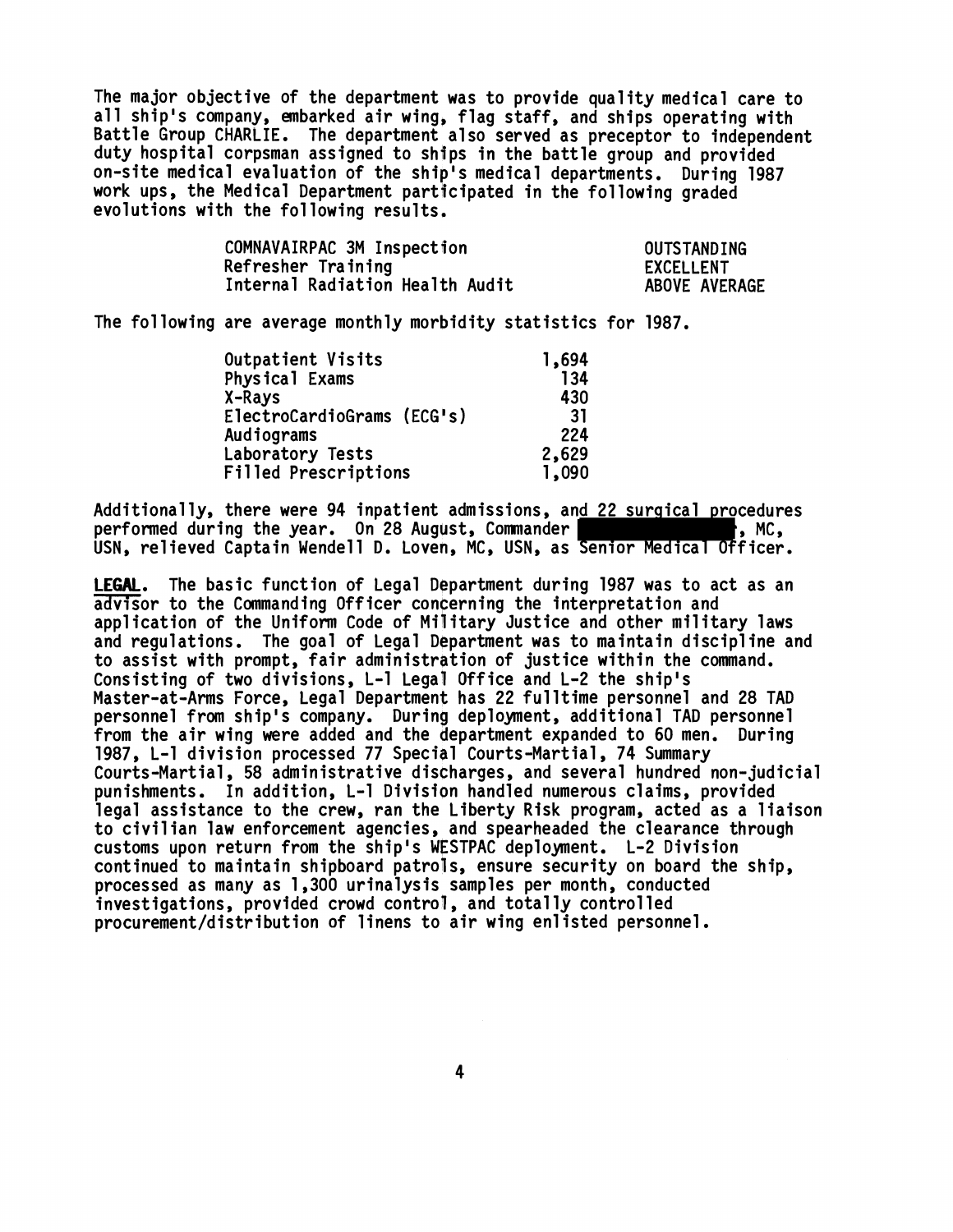The major objective of the department was to provide quality medical care to all ship's company, embarked air wing, flag staff, and ships operating with Battle Group CHARLIE. The department also served as preceptor to independent duty hospital corpsman assigned to ships in the battle group and provided on-site medical evaluation of the ship's medical departments. During 1987 work ups, the Medical Department participated in the following graded evolutions with the following results.

| | |
|---|---|
| COMNAVAIRPAC 3M Inspection | OUTSTANDING |
| Refresher Training | EXCELLENT |
| Internal Radiation Health Audit | ABOVE AVERAGE |

The following are average monthly morbidity statistics for 1987.

| | |
|---|---|
| Outpatient Visits | 1,694 |
| Physical Exams | 134 |
| X-Rays | 430 |
| ElectroCardioGrams (ECG's) | 31 |
| Audiograms | 224 |
| Laboratory Tests | 2,629 |
| Filled Prescriptions | 1,090 |

Additionally, there were 94 inpatient admissions, and 22 surgical procedures performed during the year. On 28 August, Commander [REDACTED], MC, USN, relieved Captain Wendell D. Loven, MC, USN, as Senior Medical Officer.

**LEGAL**. The basic function of Legal Department during 1987 was to act as an advisor to the Commanding Officer concerning the interpretation and application of the Uniform Code of Military Justice and other military laws and regulations. The goal of Legal Department was to maintain discipline and to assist with prompt, fair administration of justice within the command. Consisting of two divisions, L-1 Legal Office and L-2 the ship's Master-at-Arms Force, Legal Department has 22 fulltime personnel and 28 TAD personnel from ship's company. During deployment, additional TAD personnel from the air wing were added and the department expanded to 60 men. During 1987, L-1 division processed 77 Special Courts-Martial, 74 Summary Courts-Martial, 58 administrative discharges, and several hundred non-judicial punishments. In addition, L-1 Division handled numerous claims, provided legal assistance to the crew, ran the Liberty Risk program, acted as a liaison to civilian law enforcement agencies, and spearheaded the clearance through customs upon return from the ship's WESTPAC deployment. L-2 Division continued to maintain shipboard patrols, ensure security on board the ship, processed as many as 1,300 urinalysis samples per month, conducted investigations, provided crowd control, and totally controlled procurement/distribution of linens to air wing enlisted personnel.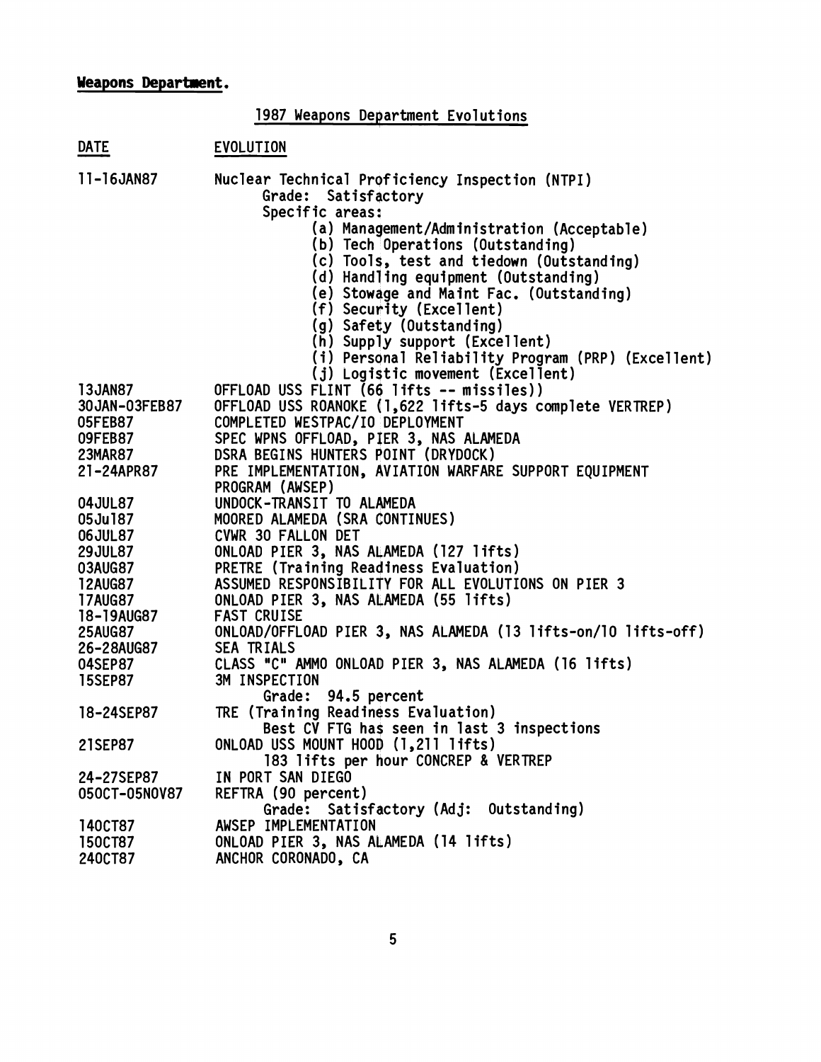**Weapons Department.**

## 1987 Weapons Department Evolutions

| DATE | EVOLUTION |
|---|---|
| 11-16JAN87 | Nuclear Technical Proficiency Inspection (NTPI)<br>Grade: Satisfactory<br>Specific areas:<br>(a) Management/Administration (Acceptable)<br>(b) Tech Operations (Outstanding)<br>(c) Tools, test and tiedown (Outstanding)<br>(d) Handling equipment (Outstanding)<br>(e) Stowage and Maint Fac. (Outstanding)<br>(f) Security (Excellent)<br>(g) Safety (Outstanding)<br>(h) Supply support (Excellent)<br>(i) Personal Reliability Program (PRP) (Excellent)<br>(j) Logistic movement (Excellent) |
| 13JAN87 | OFFLOAD USS FLINT (66 lifts -- missiles)) |
| 30JAN-03FEB87 | OFFLOAD USS ROANOKE (1,622 lifts-5 days complete VERTREP) |
| 05FEB87 | COMPLETED WESTPAC/IO DEPLOYMENT |
| 09FEB87 | SPEC WPNS OFFLOAD, PIER 3, NAS ALAMEDA |
| 23MAR87 | DSRA BEGINS HUNTERS POINT (DRYDOCK) |
| 21-24APR87 | PRE IMPLEMENTATION, AVIATION WARFARE SUPPORT EQUIPMENT PROGRAM (AWSEP) |
| 04JUL87 | UNDOCK-TRANSIT TO ALAMEDA |
| 05Jul87 | MOORED ALAMEDA (SRA CONTINUES) |
| 06JUL87 | CVWR 30 FALLON DET |
| 29JUL87 | ONLOAD PIER 3, NAS ALAMEDA (127 lifts) |
| 03AUG87 | PRETRE (Training Readiness Evaluation) |
| 12AUG87 | ASSUMED RESPONSIBILITY FOR ALL EVOLUTIONS ON PIER 3 |
| 17AUG87 | ONLOAD PIER 3, NAS ALAMEDA (55 lifts) |
| 18-19AUG87 | FAST CRUISE |
| 25AUG87 | ONLOAD/OFFLOAD PIER 3, NAS ALAMEDA (13 lifts-on/10 lifts-off) |
| 26-28AUG87 | SEA TRIALS |
| 04SEP87 | CLASS "C" AMMO ONLOAD PIER 3, NAS ALAMEDA (16 lifts) |
| 15SEP87 | 3M INSPECTION<br>Grade: 94.5 percent |
| 18-24SEP87 | TRE (Training Readiness Evaluation)<br>Best CV FTG has seen in last 3 inspections |
| 21SEP87 | ONLOAD USS MOUNT HOOD (1,211 lifts)<br>183 lifts per hour CONCREP & VERTREP |
| 24-27SEP87 | IN PORT SAN DIEGO |
| 05OCT-05NOV87 | REFTRA (90 percent)<br>Grade: Satisfactory (Adj: Outstanding) |
| 14OCT87 | AWSEP IMPLEMENTATION |
| 15OCT87 | ONLOAD PIER 3, NAS ALAMEDA (14 lifts) |
| 24OCT87 | ANCHOR CORONADO, CA |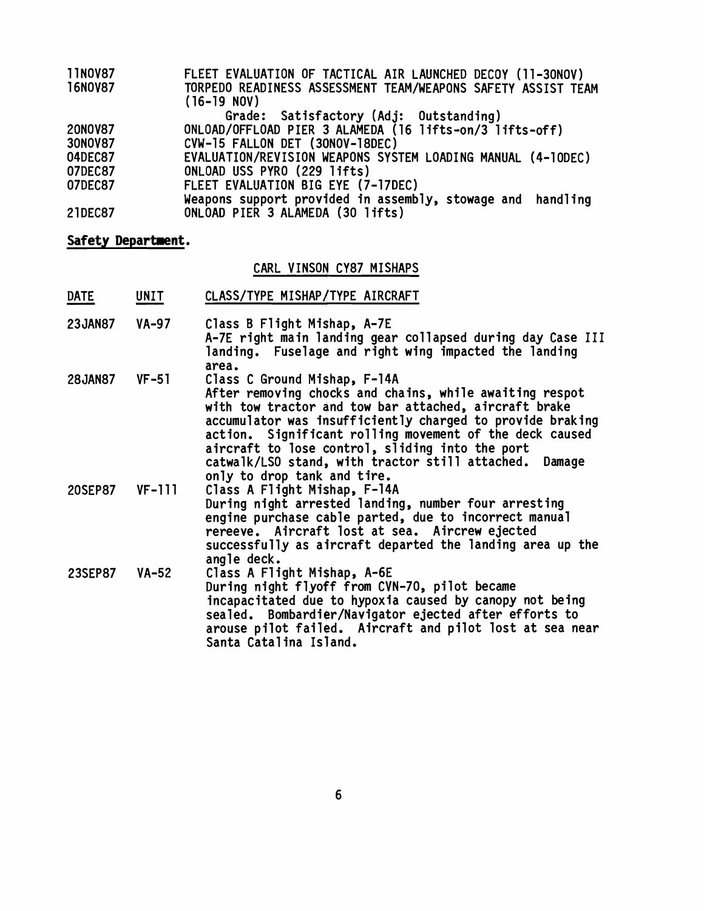| | |
|---|---|
| 11NOV87 | FLEET EVALUATION OF TACTICAL AIR LAUNCHED DECOY (11-30NOV) |
| 16NOV87 | TORPEDO READINESS ASSESSMENT TEAM/WEAPONS SAFETY ASSIST TEAM (16-19 NOV)<br>Grade: Satisfactory (Adj: Outstanding) |
| 20NOV87 | ONLOAD/OFFLOAD PIER 3 ALAMEDA (16 lifts-on/3 lifts-off) |
| 30NOV87 | CVW-15 FALLON DET (30NOV-18DEC) |
| 04DEC87 | EVALUATION/REVISION WEAPONS SYSTEM LOADING MANUAL (4-10DEC) |
| 07DEC87 | ONLOAD USS PYRO (229 lifts) |
| 07DEC87 | FLEET EVALUATION BIG EYE (7-17DEC)<br>Weapons support provided in assembly, stowage and handling |
| 21DEC87 | ONLOAD PIER 3 ALAMEDA (30 lifts) |

**Safety Department.**

CARL VINSON CY87 MISHAPS

| DATE | UNIT | CLASS/TYPE MISHAP/TYPE AIRCRAFT |
|---|---|---|
| 23JAN87 | VA-97 | Class B Flight Mishap, A-7E<br>A-7E right main landing gear collapsed during day Case III landing. Fuselage and right wing impacted the landing area. |
| 28JAN87 | VF-51 | Class C Ground Mishap, F-14A<br>After removing chocks and chains, while awaiting respot with tow tractor and tow bar attached, aircraft brake accumulator was insufficiently charged to provide braking action. Significant rolling movement of the deck caused aircraft to lose control, sliding into the port catwalk/LSO stand, with tractor still attached. Damage only to drop tank and tire. |
| 20SEP87 | VF-111 | Class A Flight Mishap, F-14A<br>During night arrested landing, number four arresting engine purchase cable parted, due to incorrect manual rereeve. Aircraft lost at sea. Aircrew ejected successfully as aircraft departed the landing area up the angle deck. |
| 23SEP87 | VA-52 | Class A Flight Mishap, A-6E<br>During night flyoff from CVN-70, pilot became incapacitated due to hypoxia caused by canopy not being sealed. Bombardier/Navigator ejected after efforts to arouse pilot failed. Aircraft and pilot lost at sea near Santa Catalina Island. |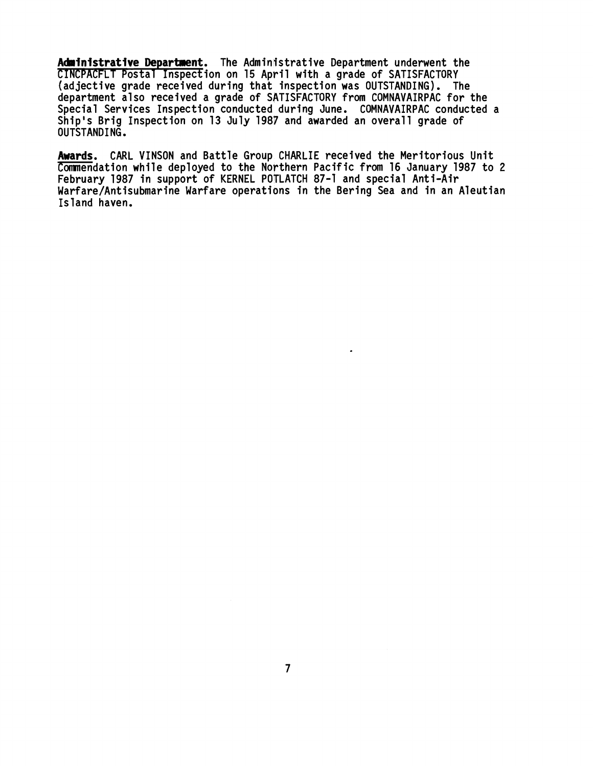**Administrative Department.** The Administrative Department underwent the CINCPACFLT Postal Inspection on 15 April with a grade of SATISFACTORY (adjective grade received during that inspection was OUTSTANDING). The department also received a grade of SATISFACTORY from COMNAVAIRPAC for the Special Services Inspection conducted during June. COMNAVAIRPAC conducted a Ship's Brig Inspection on 13 July 1987 and awarded an overall grade of OUTSTANDING.

**Awards.** CARL VINSON and Battle Group CHARLIE received the Meritorious Unit Commendation while deployed to the Northern Pacific from 16 January 1987 to 2 February 1987 in support of KERNEL POTLATCH 87-1 and special Anti-Air Warfare/Antisubmarine Warfare operations in the Bering Sea and in an Aleutian Island haven.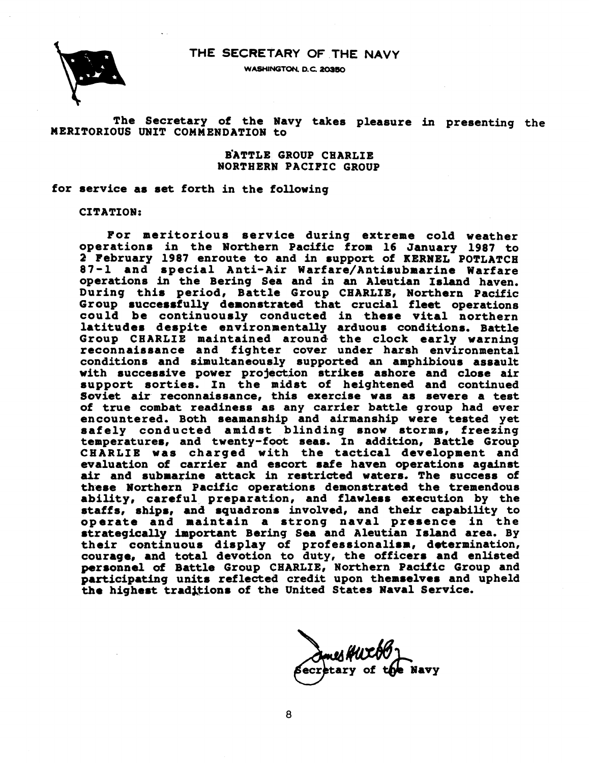THE SECRETARY OF THE NAVY

WASHINGTON, D.C. 20350

The Secretary of the Navy takes pleasure in presenting the MERITORIOUS UNIT COMMENDATION to

BATTLE GROUP CHARLIE
NORTHERN PACIFIC GROUP

for service as set forth in the following

CITATION:

For meritorious service during extreme cold weather operations in the Northern Pacific from 16 January 1987 to 2 February 1987 enroute to and in support of KERNEL POTLATCH 87-1 and special Anti-Air Warfare/Antisubmarine Warfare operations in the Bering Sea and in an Aleutian Island haven. During this period, Battle Group CHARLIE, Northern Pacific Group successfully demonstrated that crucial fleet operations could be continuously conducted in these vital northern latitudes despite environmentally arduous conditions. Battle Group CHARLIE maintained around the clock early warning reconnaissance and fighter cover under harsh environmental conditions and simultaneously supported an amphibious assault with successive power projection strikes ashore and close air support sorties. In the midst of heightened and continued Soviet air reconnaissance, this exercise was as severe a test of true combat readiness as any carrier battle group had ever encountered. Both seamanship and airmanship were tested yet safely conducted amidst blinding snow storms, freezing temperatures, and twenty-foot seas. In addition, Battle Group CHARLIE was charged with the tactical development and evaluation of carrier and escort safe haven operations against air and submarine attack in restricted waters. The success of these Northern Pacific operations demonstrated the tremendous ability, careful preparation, and flawless execution by the staffs, ships, and squadrons involved, and their capability to operate and maintain a strong naval presence in the strategically important Bering Sea and Aleutian Island area. By their continuous display of professionalism, determination, courage, and total devotion to duty, the officers and enlisted personnel of Battle Group CHARLIE, Northern Pacific Group and participating units reflected credit upon themselves and upheld the highest traditions of the United States Naval Service.

James H. Webb
Secretary of the Navy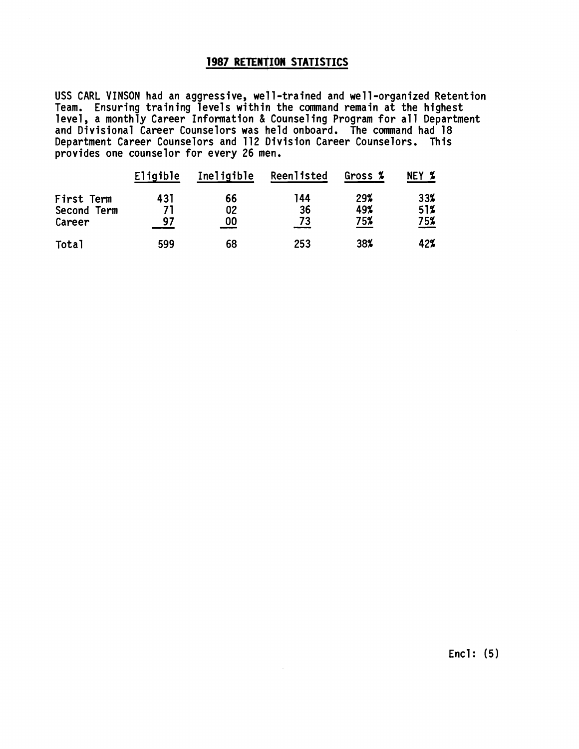## 1987 RETENTION STATISTICS

USS CARL VINSON had an aggressive, well-trained and well-organized Retention Team. Ensuring training levels within the command remain at the highest level, a monthly Career Information & Counseling Program for all Department and Divisional Career Counselors was held onboard. The command had 18 Department Career Counselors and 112 Division Career Counselors. This provides one counselor for every 26 men.

| | Eligible | Ineligible | Reenlisted | Gross % | NEY % |
|---|---|---|---|---|---|
| First Term | 431 | 66 | 144 | 29% | 33% |
| Second Term | 71 | 02 | 36 | 49% | 51% |
| Career | 97 | 00 | 73 | 75% | 75% |
| Total | 599 | 68 | 253 | 38% | 42% |

Encl: (5)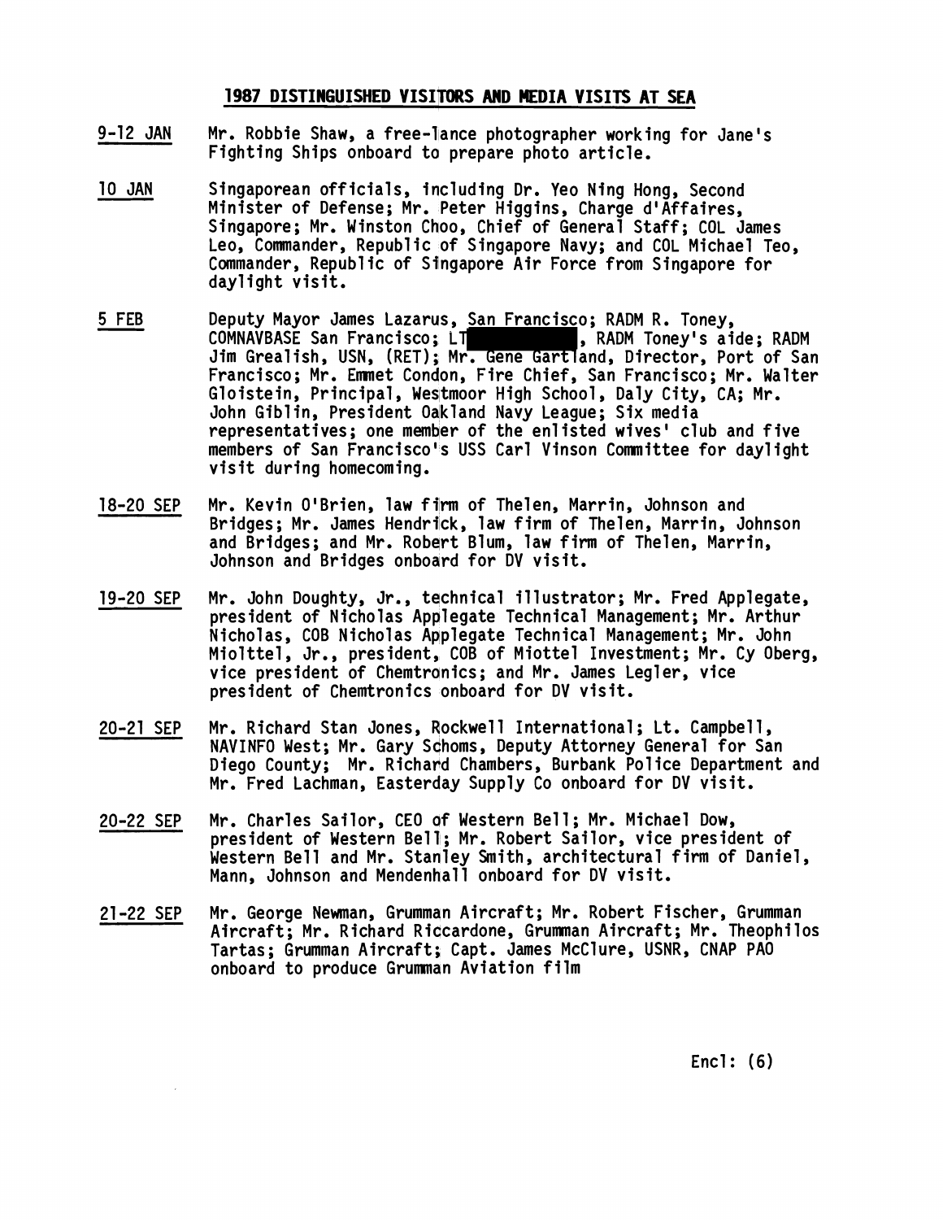## 1987 DISTINGUISHED VISITORS AND MEDIA VISITS AT SEA

**9-12 JAN** Mr. Robbie Shaw, a free-lance photographer working for Jane's Fighting Ships onboard to prepare photo article.

**10 JAN** Singaporean officials, including Dr. Yeo Ning Hong, Second Minister of Defense; Mr. Peter Higgins, Charge d'Affaires, Singapore; Mr. Winston Choo, Chief of General Staff; COL James Leo, Commander, Republic of Singapore Navy; and COL Michael Teo, Commander, Republic of Singapore Air Force from Singapore for daylight visit.

**5 FEB** Deputy Mayor James Lazarus, San Francisco; RADM R. Toney, COMNAVBASE San Francisco; LT [REDACTED], RADM Toney's aide; RADM Jim Grealish, USN, (RET); Mr. Gene Gartland, Director, Port of San Francisco; Mr. Emmet Condon, Fire Chief, San Francisco; Mr. Walter Gloistein, Principal, Westmoor High School, Daly City, CA; Mr. John Giblin, President Oakland Navy League; Six media representatives; one member of the enlisted wives' club and five members of San Francisco's USS Carl Vinson Committee for daylight visit during homecoming.

**18-20 SEP** Mr. Kevin O'Brien, law firm of Thelen, Marrin, Johnson and Bridges; Mr. James Hendrick, law firm of Thelen, Marrin, Johnson and Bridges; and Mr. Robert Blum, law firm of Thelen, Marrin, Johnson and Bridges onboard for DV visit.

**19-20 SEP** Mr. John Doughty, Jr., technical illustrator; Mr. Fred Applegate, president of Nicholas Applegate Technical Management; Mr. Arthur Nicholas, COB Nicholas Applegate Technical Management; Mr. John Miolttel, Jr., president, COB of Miottel Investment; Mr. Cy Oberg, vice president of Chemtronics; and Mr. James Legler, vice president of Chemtronics onboard for DV visit.

**20-21 SEP** Mr. Richard Stan Jones, Rockwell International; Lt. Campbell, NAVINFO West; Mr. Gary Schoms, Deputy Attorney General for San Diego County; Mr. Richard Chambers, Burbank Police Department and Mr. Fred Lachman, Easterday Supply Co onboard for DV visit.

**20-22 SEP** Mr. Charles Sailor, CEO of Western Bell; Mr. Michael Dow, president of Western Bell; Mr. Robert Sailor, vice president of Western Bell and Mr. Stanley Smith, architectural firm of Daniel, Mann, Johnson and Mendenhall onboard for DV visit.

**21-22 SEP** Mr. George Newman, Grumman Aircraft; Mr. Robert Fischer, Grumman Aircraft; Mr. Richard Riccardone, Grumman Aircraft; Mr. Theophilos Tartas; Grumman Aircraft; Capt. James McClure, USNR, CNAP PAO onboard to produce Grumman Aviation film

Encl: (6)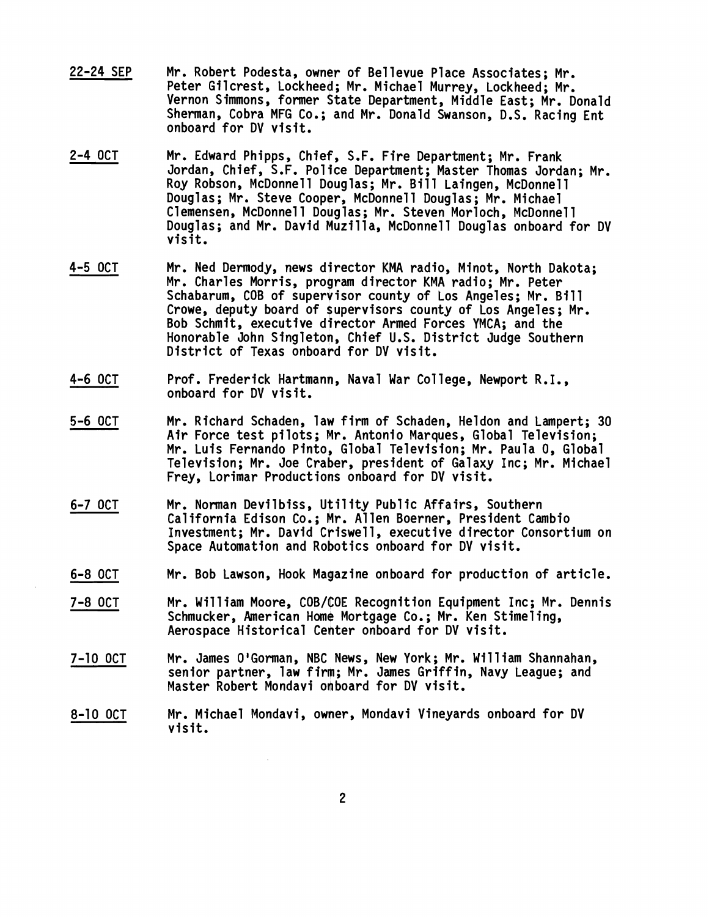**22-24 SEP** Mr. Robert Podesta, owner of Bellevue Place Associates; Mr. Peter Gilcrest, Lockheed; Mr. Michael Murrey, Lockheed; Mr. Vernon Simmons, former State Department, Middle East; Mr. Donald Sherman, Cobra MFG Co.; and Mr. Donald Swanson, D.S. Racing Ent onboard for DV visit.

**2-4 OCT** Mr. Edward Phipps, Chief, S.F. Fire Department; Mr. Frank Jordan, Chief, S.F. Police Department; Master Thomas Jordan; Mr. Roy Robson, McDonnell Douglas; Mr. Bill Laingen, McDonnell Douglas; Mr. Steve Cooper, McDonnell Douglas; Mr. Michael Clemensen, McDonnell Douglas; Mr. Steven Morloch, McDonnell Douglas; and Mr. David Muzilla, McDonnell Douglas onboard for DV visit.

**4-5 OCT** Mr. Ned Dermody, news director KMA radio, Minot, North Dakota; Mr. Charles Morris, program director KMA radio; Mr. Peter Schabarum, COB of supervisor county of Los Angeles; Mr. Bill Crowe, deputy board of supervisors county of Los Angeles; Mr. Bob Schmit, executive director Armed Forces YMCA; and the Honorable John Singleton, Chief U.S. District Judge Southern District of Texas onboard for DV visit.

**4-6 OCT** Prof. Frederick Hartmann, Naval War College, Newport R.I., onboard for DV visit.

**5-6 OCT** Mr. Richard Schaden, law firm of Schaden, Heldon and Lampert; 30 Air Force test pilots; Mr. Antonio Marques, Global Television; Mr. Luis Fernando Pinto, Global Television; Mr. Paula O, Global Television; Mr. Joe Craber, president of Galaxy Inc; Mr. Michael Frey, Lorimar Productions onboard for DV visit.

**6-7 OCT** Mr. Norman Devilbiss, Utility Public Affairs, Southern California Edison Co.; Mr. Allen Boerner, President Cambio Investment; Mr. David Criswell, executive director Consortium on Space Automation and Robotics onboard for DV visit.

**6-8 OCT** Mr. Bob Lawson, Hook Magazine onboard for production of article.

**7-8 OCT** Mr. William Moore, COB/COE Recognition Equipment Inc; Mr. Dennis Schmucker, American Home Mortgage Co.; Mr. Ken Stimeling, Aerospace Historical Center onboard for DV visit.

**7-10 OCT** Mr. James O'Gorman, NBC News, New York; Mr. William Shannahan, senior partner, law firm; Mr. James Griffin, Navy League; and Master Robert Mondavi onboard for DV visit.

**8-10 OCT** Mr. Michael Mondavi, owner, Mondavi Vineyards onboard for DV visit.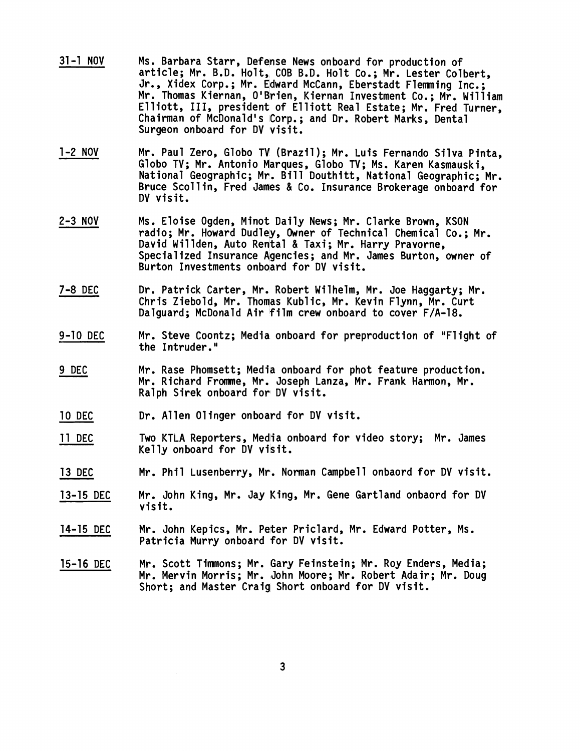<u>31-1 NOV</u> Ms. Barbara Starr, Defense News onboard for production of article; Mr. B.D. Holt, COB B.D. Holt Co.; Mr. Lester Colbert, Jr., Xidex Corp.; Mr. Edward McCann, Eberstadt Flemming Inc.; Mr. Thomas Kiernan, O'Brien, Kiernan Investment Co.; Mr. William Elliott, III, president of Elliott Real Estate; Mr. Fred Turner, Chairman of McDonald's Corp.; and Dr. Robert Marks, Dental Surgeon onboard for DV visit.

<u>1-2 NOV</u> Mr. Paul Zero, Globo TV (Brazil); Mr. Luis Fernando Silva Pinta, Globo TV; Mr. Antonio Marques, Globo TV; Ms. Karen Kasmauski, National Geographic; Mr. Bill Douthitt, National Geographic; Mr. Bruce Scollin, Fred James & Co. Insurance Brokerage onboard for DV visit.

<u>2-3 NOV</u> Ms. Eloise Ogden, Minot Daily News; Mr. Clarke Brown, KSON radio; Mr. Howard Dudley, Owner of Technical Chemical Co.; Mr. David Willden, Auto Rental & Taxi; Mr. Harry Pravorne, Specialized Insurance Agencies; and Mr. James Burton, owner of Burton Investments onboard for DV visit.

<u>7-8 DEC</u> Dr. Patrick Carter, Mr. Robert Wilhelm, Mr. Joe Haggarty; Mr. Chris Ziebold, Mr. Thomas Kublic, Mr. Kevin Flynn, Mr. Curt Dalguard; McDonald Air film crew onboard to cover F/A-18.

<u>9-10 DEC</u> Mr. Steve Coontz; Media onboard for preproduction of "Flight of the Intruder."

<u>9 DEC</u> Mr. Rase Phomsett; Media onboard for phot feature production. Mr. Richard Fromme, Mr. Joseph Lanza, Mr. Frank Harmon, Mr. Ralph Sirek onboard for DV visit.

<u>10 DEC</u> Dr. Allen Olinger onboard for DV visit.

<u>11 DEC</u> Two KTLA Reporters, Media onboard for video story; Mr. James Kelly onboard for DV visit.

<u>13 DEC</u> Mr. Phil Lusenberry, Mr. Norman Campbell onbaord for DV visit.

<u>13-15 DEC</u> Mr. John King, Mr. Jay King, Mr. Gene Gartland onbaord for DV visit.

<u>14-15 DEC</u> Mr. John Kepics, Mr. Peter Priclard, Mr. Edward Potter, Ms. Patricia Murry onboard for DV visit.

<u>15-16 DEC</u> Mr. Scott Timmons; Mr. Gary Feinstein; Mr. Roy Enders, Media; Mr. Mervin Morris; Mr. John Moore; Mr. Robert Adair; Mr. Doug Short; and Master Craig Short onboard for DV visit.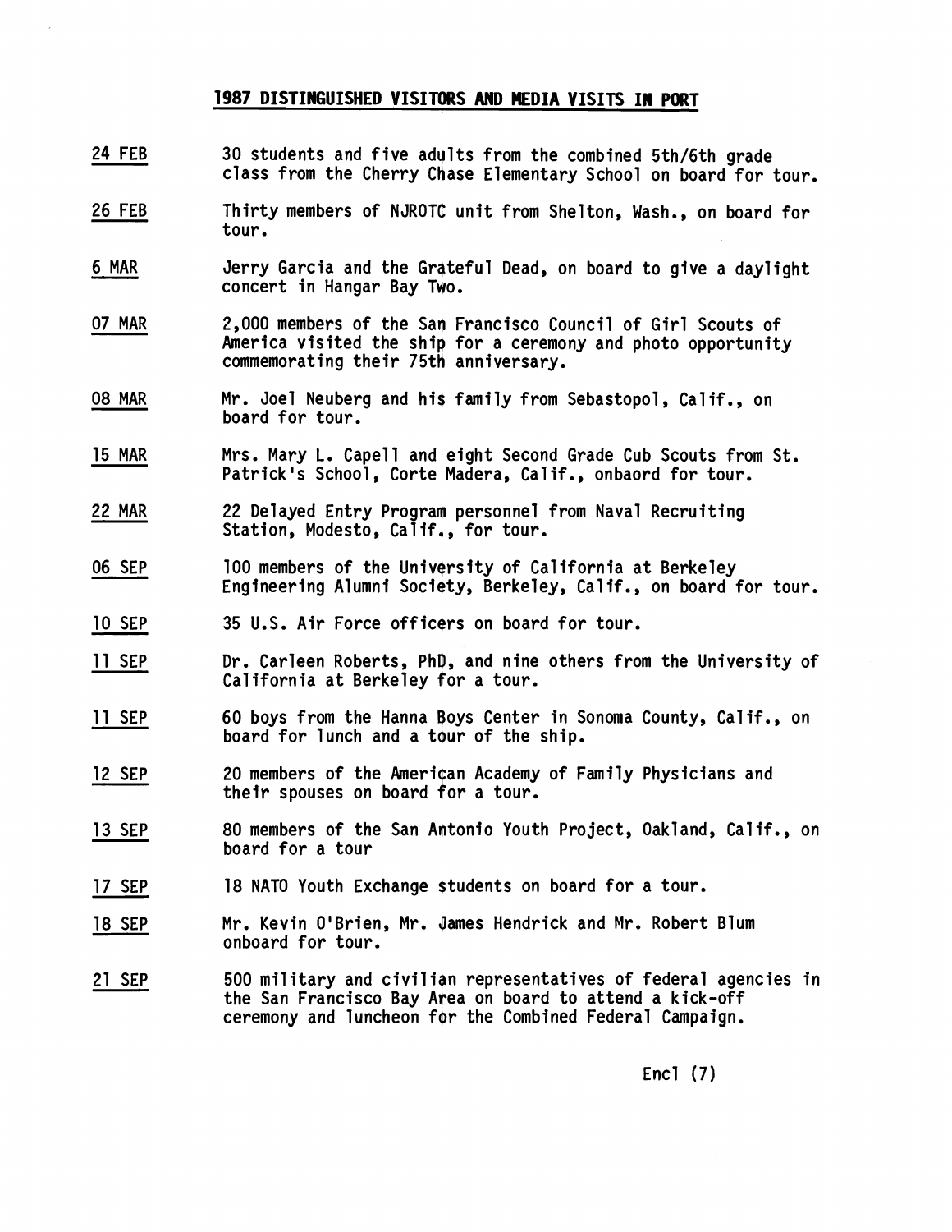## 1987 DISTINGUISHED VISITORS AND MEDIA VISITS IN PORT

24 FEB — 30 students and five adults from the combined 5th/6th grade class from the Cherry Chase Elementary School on board for tour.

26 FEB — Thirty members of NJROTC unit from Shelton, Wash., on board for tour.

6 MAR — Jerry Garcia and the Grateful Dead, on board to give a daylight concert in Hangar Bay Two.

07 MAR — 2,000 members of the San Francisco Council of Girl Scouts of America visited the ship for a ceremony and photo opportunity commemorating their 75th anniversary.

08 MAR — Mr. Joel Neuberg and his family from Sebastopol, Calif., on board for tour.

15 MAR — Mrs. Mary L. Capell and eight Second Grade Cub Scouts from St. Patrick's School, Corte Madera, Calif., onbaord for tour.

22 MAR — 22 Delayed Entry Program personnel from Naval Recruiting Station, Modesto, Calif., for tour.

06 SEP — 100 members of the University of California at Berkeley Engineering Alumni Society, Berkeley, Calif., on board for tour.

10 SEP — 35 U.S. Air Force officers on board for tour.

11 SEP — Dr. Carleen Roberts, PhD, and nine others from the University of California at Berkeley for a tour.

11 SEP — 60 boys from the Hanna Boys Center in Sonoma County, Calif., on board for lunch and a tour of the ship.

12 SEP — 20 members of the American Academy of Family Physicians and their spouses on board for a tour.

13 SEP — 80 members of the San Antonio Youth Project, Oakland, Calif., on board for a tour

17 SEP — 18 NATO Youth Exchange students on board for a tour.

18 SEP — Mr. Kevin O'Brien, Mr. James Hendrick and Mr. Robert Blum onboard for tour.

21 SEP — 500 military and civilian representatives of federal agencies in the San Francisco Bay Area on board to attend a kick-off ceremony and luncheon for the Combined Federal Campaign.

Encl (7)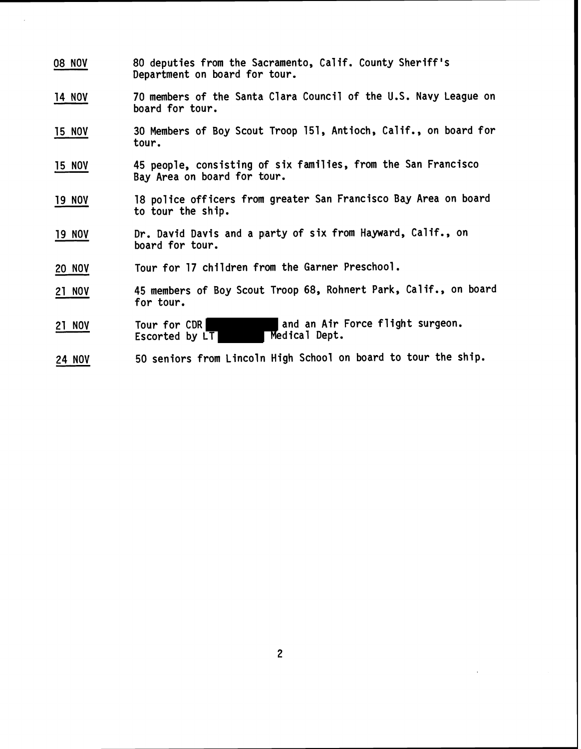08 NOV 80 deputies from the Sacramento, Calif. County Sheriff's Department on board for tour.

14 NOV 70 members of the Santa Clara Council of the U.S. Navy League on board for tour.

15 NOV 30 Members of Boy Scout Troop 151, Antioch, Calif., on board for tour.

15 NOV 45 people, consisting of six families, from the San Francisco Bay Area on board for tour.

19 NOV 18 police officers from greater San Francisco Bay Area on board to tour the ship.

19 NOV Dr. David Davis and a party of six from Hayward, Calif., on board for tour.

20 NOV Tour for 17 children from the Garner Preschool.

21 NOV 45 members of Boy Scout Troop 68, Rohnert Park, Calif., on board for tour.

21 NOV Tour for CDR [redacted] and an Air Force flight surgeon. Escorted by LT [redacted] Medical Dept.

24 NOV 50 seniors from Lincoln High School on board to tour the ship.